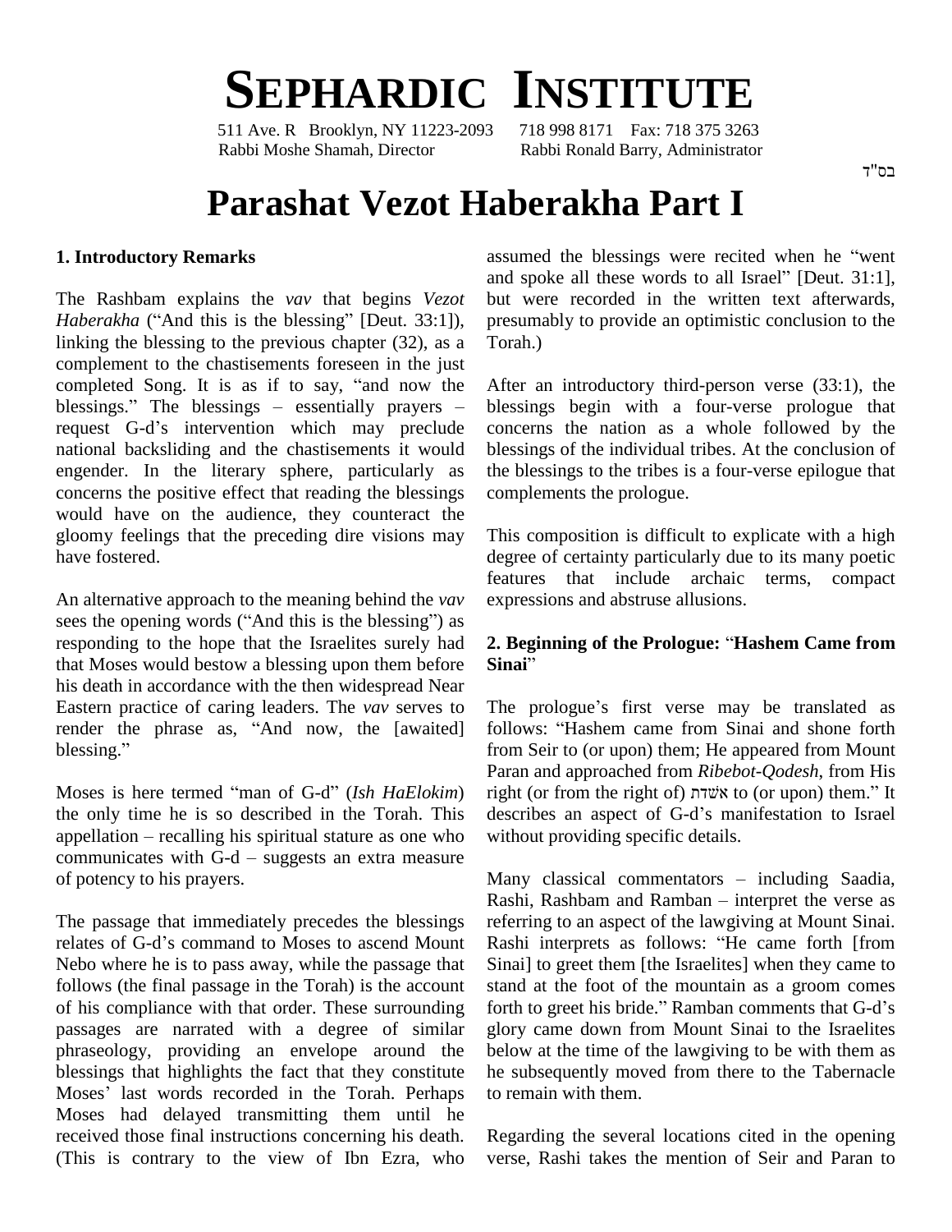# SEPHARDIC INSTITUTE

511 Ave. R Brooklyn, NY 11223-2093 718 998 8171 Fax: 718 375 3263
Rabbi Moshe Shamah, Director Rabbi Ronald Barry, Administrator

בס"ד

# Parashat Vezot Haberakha Part I

### 1. Introductory Remarks

The Rashbam explains the *vav* that begins *Vezot Haberakha* ("And this is the blessing" [Deut. 33:1]), linking the blessing to the previous chapter (32), as a complement to the chastisements foreseen in the just completed Song. It is as if to say, "and now the blessings." The blessings – essentially prayers – request G-d's intervention which may preclude national backsliding and the chastisements it would engender. In the literary sphere, particularly as concerns the positive effect that reading the blessings would have on the audience, they counteract the gloomy feelings that the preceding dire visions may have fostered.

An alternative approach to the meaning behind the *vav* sees the opening words ("And this is the blessing") as responding to the hope that the Israelites surely had that Moses would bestow a blessing upon them before his death in accordance with the then widespread Near Eastern practice of caring leaders. The *vav* serves to render the phrase as, "And now, the [awaited] blessing."

Moses is here termed "man of G-d" (*Ish HaElokim*) the only time he is so described in the Torah. This appellation – recalling his spiritual stature as one who communicates with G-d – suggests an extra measure of potency to his prayers.

The passage that immediately precedes the blessings relates of G-d's command to Moses to ascend Mount Nebo where he is to pass away, while the passage that follows (the final passage in the Torah) is the account of his compliance with that order. These surrounding passages are narrated with a degree of similar phraseology, providing an envelope around the blessings that highlights the fact that they constitute Moses' last words recorded in the Torah. Perhaps Moses had delayed transmitting them until he received those final instructions concerning his death. (This is contrary to the view of Ibn Ezra, who assumed the blessings were recited when he "went and spoke all these words to all Israel" [Deut. 31:1], but were recorded in the written text afterwards, presumably to provide an optimistic conclusion to the Torah.)

After an introductory third-person verse (33:1), the blessings begin with a four-verse prologue that concerns the nation as a whole followed by the blessings of the individual tribes. At the conclusion of the blessings to the tribes is a four-verse epilogue that complements the prologue.

This composition is difficult to explicate with a high degree of certainty particularly due to its many poetic features that include archaic terms, compact expressions and abstruse allusions.

### 2. Beginning of the Prologue: "Hashem Came from Sinai"

The prologue's first verse may be translated as follows: "Hashem came from Sinai and shone forth from Seir to (or upon) them; He appeared from Mount Paran and approached from *Ribebot-Qodesh*, from His right (or from the right of) אשדת to (or upon) them." It describes an aspect of G-d's manifestation to Israel without providing specific details.

Many classical commentators – including Saadia, Rashi, Rashbam and Ramban – interpret the verse as referring to an aspect of the lawgiving at Mount Sinai. Rashi interprets as follows: "He came forth [from Sinai] to greet them [the Israelites] when they came to stand at the foot of the mountain as a groom comes forth to greet his bride." Ramban comments that G-d's glory came down from Mount Sinai to the Israelites below at the time of the lawgiving to be with them as he subsequently moved from there to the Tabernacle to remain with them.

Regarding the several locations cited in the opening verse, Rashi takes the mention of Seir and Paran to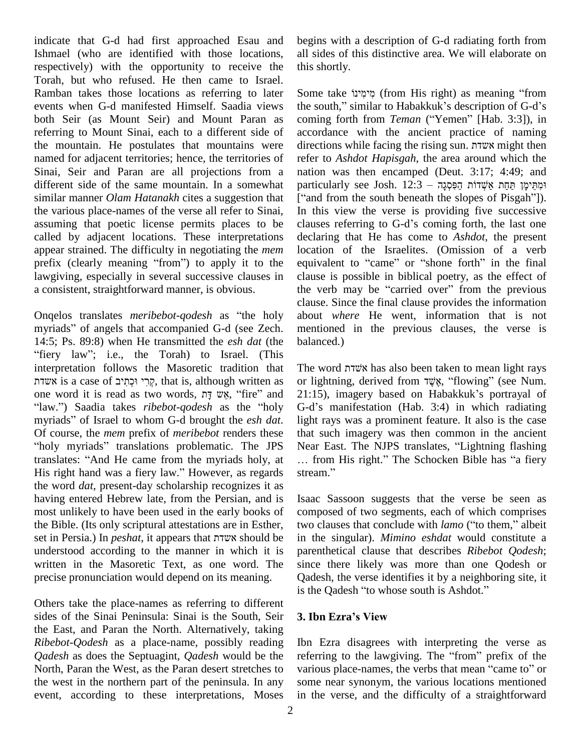indicate that G-d had first approached Esau and Ishmael (who are identified with those locations, respectively) with the opportunity to receive the Torah, but who refused. He then came to Israel. Ramban takes those locations as referring to later events when G-d manifested Himself. Saadia views both Seir (as Mount Seir) and Mount Paran as referring to Mount Sinai, each to a different side of the mountain. He postulates that mountains were named for adjacent territories; hence, the territories of Sinai, Seir and Paran are all projections from a different side of the same mountain. In a somewhat similar manner *Olam Hatanakh* cites a suggestion that the various place-names of the verse all refer to Sinai, assuming that poetic license permits places to be called by adjacent locations. These interpretations appear strained. The difficulty in negotiating the *mem* prefix (clearly meaning "from") to apply it to the lawgiving, especially in several successive clauses in a consistent, straightforward manner, is obvious.

Onqelos translates *meribebot-qodesh* as "the holy myriads" of angels that accompanied G-d (see Zech. 14:5; Ps. 89:8) when He transmitted the *esh dat* (the "fiery law"; i.e., the Torah) to Israel. (This interpretation follows the Masoretic tradition that אשדת is a case of קְרִי וּכְתִיב, that is, although written as one word it is read as two words, אֵשׁ דָּת, "fire" and "law.") Saadia takes *ribebot-qodesh* as the "holy myriads" of Israel to whom G-d brought the *esh dat*. Of course, the *mem* prefix of *meribebot* renders these "holy myriads" translations problematic. The JPS translates: "And He came from the myriads holy, at His right hand was a fiery law." However, as regards the word *dat*, present-day scholarship recognizes it as having entered Hebrew late, from the Persian, and is most unlikely to have been used in the early books of the Bible. (Its only scriptural attestations are in Esther, set in Persia.) In *peshat*, it appears that אשדת should be understood according to the manner in which it is written in the Masoretic Text, as one word. The precise pronunciation would depend on its meaning.

Others take the place-names as referring to different sides of the Sinai Peninsula: Sinai is the South, Seir the East, and Paran the North. Alternatively, taking *Ribebot-Qodesh* as a place-name, possibly reading *Qadesh* as does the Septuagint, *Qadesh* would be the North, Paran the West, as the Paran desert stretches to the west in the northern part of the peninsula. In any event, according to these interpretations, Moses begins with a description of G-d radiating forth from all sides of this distinctive area. We will elaborate on this shortly.

Some take מִימִינוֹ (from His right) as meaning "from the south," similar to Habakkuk's description of G-d's coming forth from *Teman* ("Yemen" [Hab. 3:3]), in accordance with the ancient practice of naming directions while facing the rising sun. אשדת might then refer to *Ashdot Hapisgah*, the area around which the nation was then encamped (Deut. 3:17; 4:49; and particularly see Josh. 12:3 – וּמִתֵּימָן תַּחַת אַשְׁדּוֹת הַפִּסְגָּה ["and from the south beneath the slopes of Pisgah"]). In this view the verse is providing five successive clauses referring to G-d's coming forth, the last one declaring that He has come to *Ashdot*, the present location of the Israelites. (Omission of a verb equivalent to "came" or "shone forth" in the final clause is possible in biblical poetry, as the effect of the verb may be "carried over" from the previous clause. Since the final clause provides the information about *where* He went, information that is not mentioned in the previous clauses, the verse is balanced.)

The word אשדת has also been taken to mean light rays or lightning, derived from אֶשֶׁד, "flowing" (see Num. 21:15), imagery based on Habakkuk's portrayal of G-d's manifestation (Hab. 3:4) in which radiating light rays was a prominent feature. It also is the case that such imagery was then common in the ancient Near East. The NJPS translates, "Lightning flashing … from His right." The Schocken Bible has "a fiery stream."

Isaac Sassoon suggests that the verse be seen as composed of two segments, each of which comprises two clauses that conclude with *lamo* ("to them," albeit in the singular). *Mimino eshdat* would constitute a parenthetical clause that describes *Ribebot Qodesh*; since there likely was more than one Qodesh or Qadesh, the verse identifies it by a neighboring site, it is the Qadesh "to whose south is Ashdot."

## 3. Ibn Ezra's View

Ibn Ezra disagrees with interpreting the verse as referring to the lawgiving. The "from" prefix of the various place-names, the verbs that mean "came to" or some near synonym, the various locations mentioned in the verse, and the difficulty of a straightforward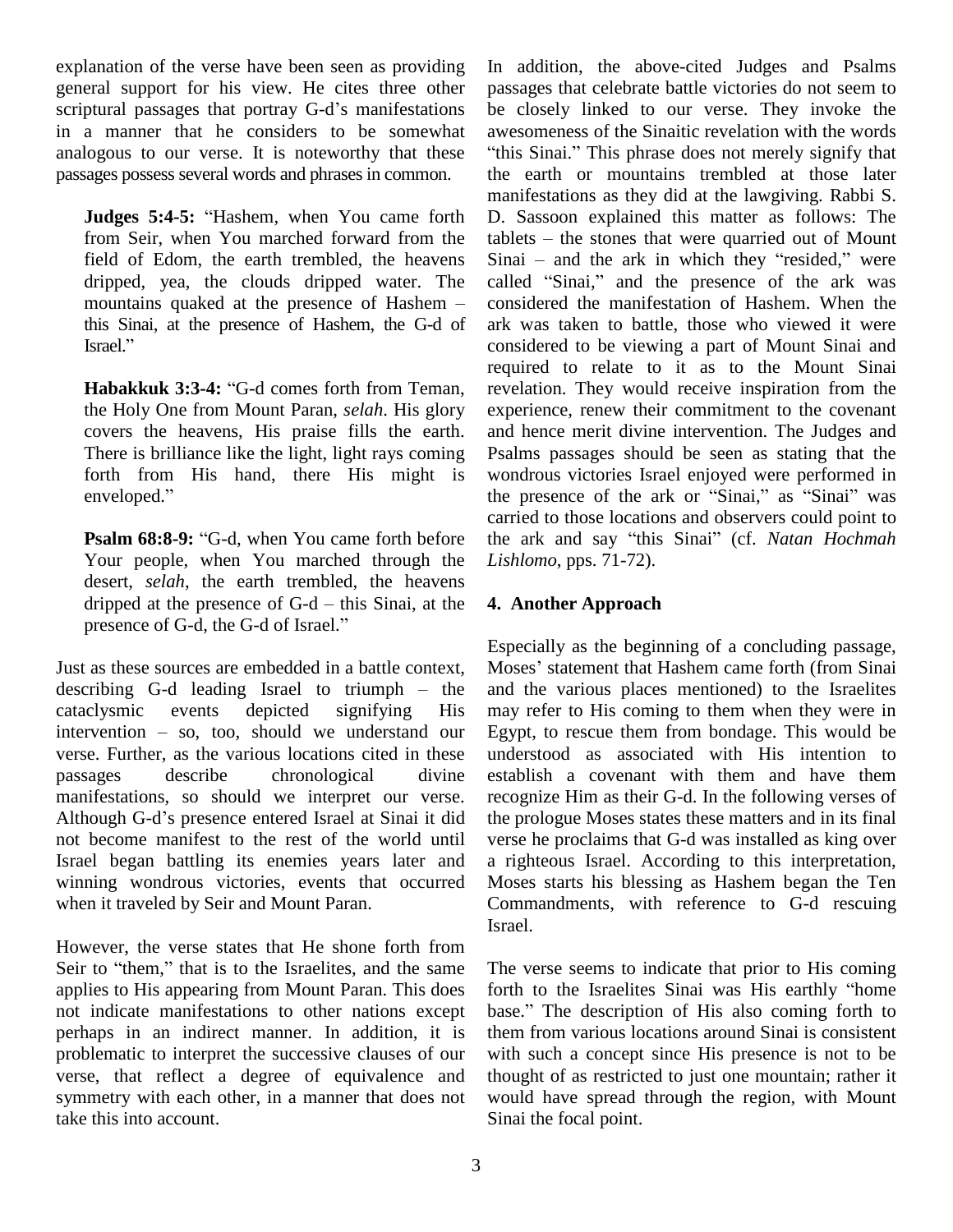explanation of the verse have been seen as providing general support for his view. He cites three other scriptural passages that portray G-d's manifestations in a manner that he considers to be somewhat analogous to our verse. It is noteworthy that these passages possess several words and phrases in common.

> **Judges 5:4-5:** "Hashem, when You came forth from Seir, when You marched forward from the field of Edom, the earth trembled, the heavens dripped, yea, the clouds dripped water. The mountains quaked at the presence of Hashem – this Sinai, at the presence of Hashem, the G-d of Israel."

> **Habakkuk 3:3-4:** "G-d comes forth from Teman, the Holy One from Mount Paran, *selah*. His glory covers the heavens, His praise fills the earth. There is brilliance like the light, light rays coming forth from His hand, there His might is enveloped."

> **Psalm 68:8-9:** "G-d, when You came forth before Your people, when You marched through the desert, *selah*, the earth trembled, the heavens dripped at the presence of G-d – this Sinai, at the presence of G-d, the G-d of Israel."

Just as these sources are embedded in a battle context, describing G-d leading Israel to triumph – the cataclysmic events depicted signifying His intervention – so, too, should we understand our verse. Further, as the various locations cited in these passages describe chronological divine manifestations, so should we interpret our verse. Although G-d's presence entered Israel at Sinai it did not become manifest to the rest of the world until Israel began battling its enemies years later and winning wondrous victories, events that occurred when it traveled by Seir and Mount Paran.

However, the verse states that He shone forth from Seir to "them," that is to the Israelites, and the same applies to His appearing from Mount Paran. This does not indicate manifestations to other nations except perhaps in an indirect manner. In addition, it is problematic to interpret the successive clauses of our verse, that reflect a degree of equivalence and symmetry with each other, in a manner that does not take this into account.

In addition, the above-cited Judges and Psalms passages that celebrate battle victories do not seem to be closely linked to our verse. They invoke the awesomeness of the Sinaitic revelation with the words "this Sinai." This phrase does not merely signify that the earth or mountains trembled at those later manifestations as they did at the lawgiving. Rabbi S. D. Sassoon explained this matter as follows: The tablets – the stones that were quarried out of Mount Sinai – and the ark in which they "resided," were called "Sinai," and the presence of the ark was considered the manifestation of Hashem. When the ark was taken to battle, those who viewed it were considered to be viewing a part of Mount Sinai and required to relate to it as to the Mount Sinai revelation. They would receive inspiration from the experience, renew their commitment to the covenant and hence merit divine intervention. The Judges and Psalms passages should be seen as stating that the wondrous victories Israel enjoyed were performed in the presence of the ark or "Sinai," as "Sinai" was carried to those locations and observers could point to the ark and say "this Sinai" (cf. *Natan Hochmah Lishlomo*, pps. 71-72).

## 4. Another Approach

Especially as the beginning of a concluding passage, Moses' statement that Hashem came forth (from Sinai and the various places mentioned) to the Israelites may refer to His coming to them when they were in Egypt, to rescue them from bondage. This would be understood as associated with His intention to establish a covenant with them and have them recognize Him as their G-d. In the following verses of the prologue Moses states these matters and in its final verse he proclaims that G-d was installed as king over a righteous Israel. According to this interpretation, Moses starts his blessing as Hashem began the Ten Commandments, with reference to G-d rescuing Israel.

The verse seems to indicate that prior to His coming forth to the Israelites Sinai was His earthly "home base." The description of His also coming forth to them from various locations around Sinai is consistent with such a concept since His presence is not to be thought of as restricted to just one mountain; rather it would have spread through the region, with Mount Sinai the focal point.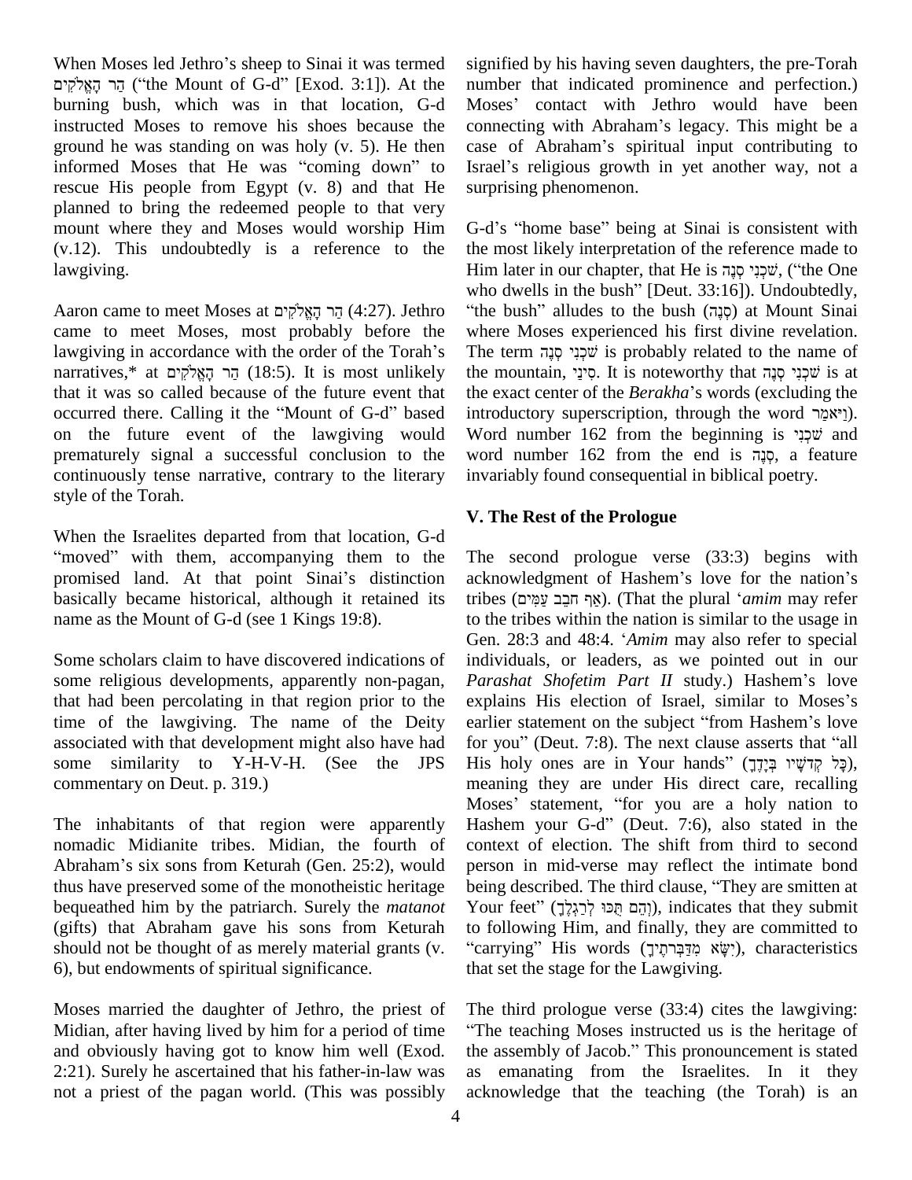When Moses led Jethro's sheep to Sinai it was termed הַר הָאֱלֹקִים ("the Mount of G-d" [Exod. 3:1]). At the burning bush, which was in that location, G-d instructed Moses to remove his shoes because the ground he was standing on was holy (v. 5). He then informed Moses that He was "coming down" to rescue His people from Egypt (v. 8) and that He planned to bring the redeemed people to that very mount where they and Moses would worship Him (v.12). This undoubtedly is a reference to the lawgiving.

Aaron came to meet Moses at הַר הָאֱלֹקִים (4:27). Jethro came to meet Moses, most probably before the lawgiving in accordance with the order of the Torah's narratives,* at הַר הָאֱלֹקִים (18:5). It is most unlikely that it was so called because of the future event that occurred there. Calling it the "Mount of G-d" based on the future event of the lawgiving would prematurely signal a successful conclusion to the continuously tense narrative, contrary to the literary style of the Torah.

When the Israelites departed from that location, G-d "moved" with them, accompanying them to the promised land. At that point Sinai's distinction basically became historical, although it retained its name as the Mount of G-d (see 1 Kings 19:8).

Some scholars claim to have discovered indications of some religious developments, apparently non-pagan, that had been percolating in that region prior to the time of the lawgiving. The name of the Deity associated with that development might also have had some similarity to Y-H-V-H. (See the JPS commentary on Deut. p. 319.)

The inhabitants of that region were apparently nomadic Midianite tribes. Midian, the fourth of Abraham's six sons from Keturah (Gen. 25:2), would thus have preserved some of the monotheistic heritage bequeathed him by the patriarch. Surely the *matanot* (gifts) that Abraham gave his sons from Keturah should not be thought of as merely material grants (v. 6), but endowments of spiritual significance.

Moses married the daughter of Jethro, the priest of Midian, after having lived by him for a period of time and obviously having got to know him well (Exod. 2:21). Surely he ascertained that his father-in-law was not a priest of the pagan world. (This was possibly signified by his having seven daughters, the pre-Torah number that indicated prominence and perfection.) Moses' contact with Jethro would have been connecting with Abraham's legacy. This might be a case of Abraham's spiritual input contributing to Israel's religious growth in yet another way, not a surprising phenomenon.

G-d's "home base" being at Sinai is consistent with the most likely interpretation of the reference made to Him later in our chapter, that He is שֹׁכְנִי סְנֶה, ("the One who dwells in the bush" [Deut. 33:16]). Undoubtedly, "the bush" alludes to the bush (סְנֶה) at Mount Sinai where Moses experienced his first divine revelation. The term שֹׁכְנִי סְנֶה is probably related to the name of the mountain, סִינַי. It is noteworthy that שֹׁכְנִי סְנֶה is at the exact center of the *Berakha*'s words (excluding the introductory superscription, through the word וַיֹּאמַר). Word number 162 from the beginning is שֹׁכְנִי and word number 162 from the end is סְנֶה, a feature invariably found consequential in biblical poetry.

## V. The Rest of the Prologue

The second prologue verse (33:3) begins with acknowledgment of Hashem's love for the nation's tribes (אַף חֹבֵב עַמִּים). (That the plural '*amim* may refer to the tribes within the nation is similar to the usage in Gen. 28:3 and 48:4. '*Amim* may also refer to special individuals, or leaders, as we pointed out in our *Parashat Shofetim Part II* study.) Hashem's love explains His election of Israel, similar to Moses's earlier statement on the subject "from Hashem's love for you" (Deut. 7:8). The next clause asserts that "all His holy ones are in Your hands" (כָּל קְדֹשָׁיו בְּיָדֶךָ), meaning they are under His direct care, recalling Moses' statement, "for you are a holy nation to Hashem your G-d" (Deut. 7:6), also stated in the context of election. The shift from third to second person in mid-verse may reflect the intimate bond being described. The third clause, "They are smitten at Your feet" (וְהֵם תֻּכּוּ לְרַגְלֶךָ), indicates that they submit to following Him, and finally, they are committed to "carrying" His words (יִשָּׂא מִדַּבְּרֹתֶיךָ), characteristics that set the stage for the Lawgiving.

The third prologue verse (33:4) cites the lawgiving: "The teaching Moses instructed us is the heritage of the assembly of Jacob." This pronouncement is stated as emanating from the Israelites. In it they acknowledge that the teaching (the Torah) is an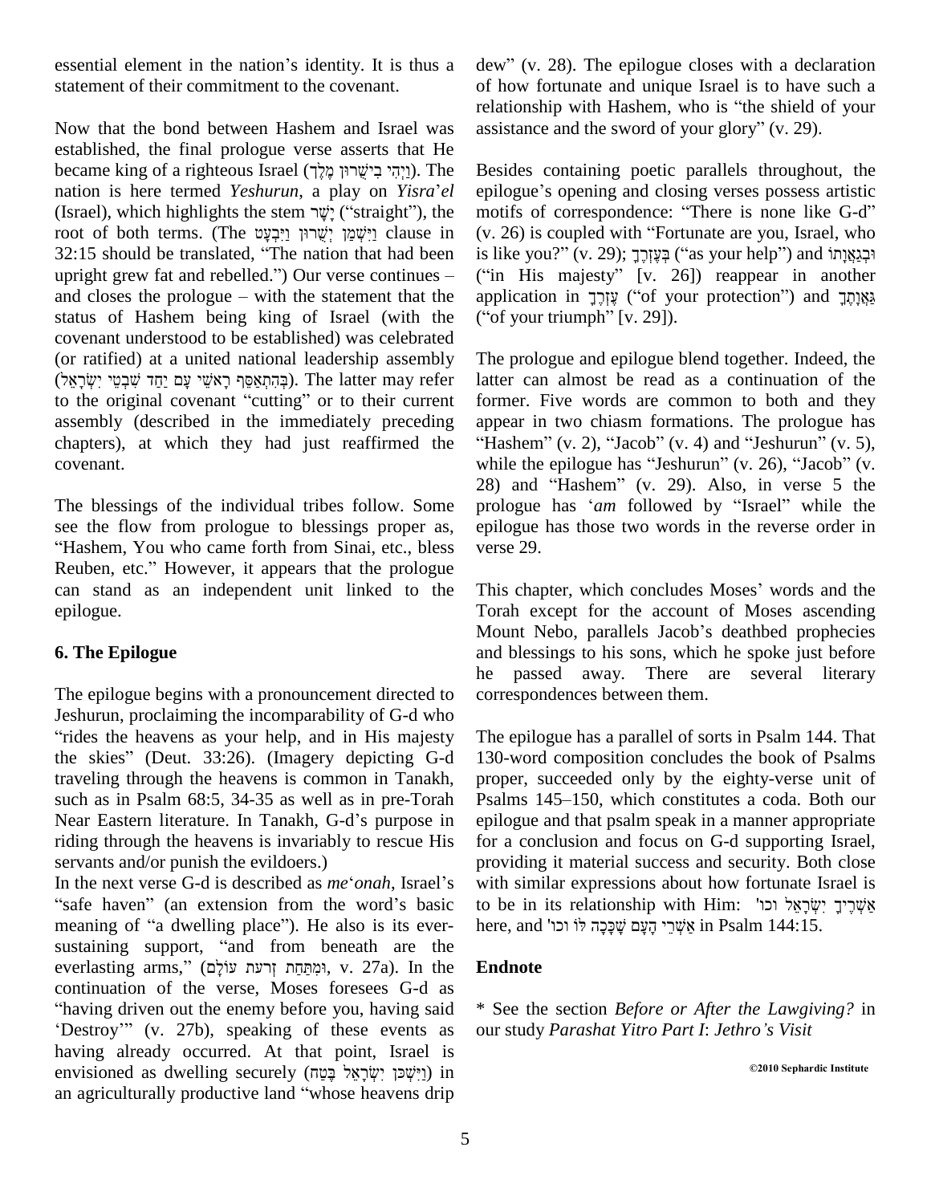essential element in the nation's identity. It is thus a statement of their commitment to the covenant.

Now that the bond between Hashem and Israel was established, the final prologue verse asserts that He became king of a righteous Israel (וַיְהִי בִישֻׁרוּן מֶלֶךְ). The nation is here termed *Yeshurun*, a play on *Yisra'el* (Israel), which highlights the stem יָשָׁר ("straight"), the root of both terms. (The וַיִּשְׁמַן יְשֻׁרוּן וַיִּבְעָט clause in 32:15 should be translated, "The nation that had been upright grew fat and rebelled.") Our verse continues – and closes the prologue – with the statement that the status of Hashem being king of Israel (with the covenant understood to be established) was celebrated (or ratified) at a united national leadership assembly (בְּהִתְאַסֵּף רָאשֵׁי עָם יַחַד שִׁבְטֵי יִשְׂרָאֵל). The latter may refer to the original covenant "cutting" or to their current assembly (described in the immediately preceding chapters), at which they had just reaffirmed the covenant.

The blessings of the individual tribes follow. Some see the flow from prologue to blessings proper as, "Hashem, You who came forth from Sinai, etc., bless Reuben, etc." However, it appears that the prologue can stand as an independent unit linked to the epilogue.

## 6. The Epilogue

The epilogue begins with a pronouncement directed to Jeshurun, proclaiming the incomparability of G-d who "rides the heavens as your help, and in His majesty the skies" (Deut. 33:26). (Imagery depicting G-d traveling through the heavens is common in Tanakh, such as in Psalm 68:5, 34-35 as well as in pre-Torah Near Eastern literature. In Tanakh, G-d's purpose in riding through the heavens is invariably to rescue His servants and/or punish the evildoers.)

In the next verse G-d is described as *me'onah*, Israel's "safe haven" (an extension from the word's basic meaning of "a dwelling place"). He also is its ever-sustaining support, "and from beneath are the everlasting arms," (וּמִתַּחַת זְרֹעֹת עוֹלָם, v. 27a). In the continuation of the verse, Moses foresees G-d as "having driven out the enemy before you, having said 'Destroy'" (v. 27b), speaking of these events as having already occurred. At that point, Israel is envisioned as dwelling securely (וַיִּשְׁכֹּן יִשְׂרָאֵל בֶּטַח) in an agriculturally productive land "whose heavens drip dew" (v. 28). The epilogue closes with a declaration of how fortunate and unique Israel is to have such a relationship with Hashem, who is "the shield of your assistance and the sword of your glory" (v. 29).

Besides containing poetic parallels throughout, the epilogue's opening and closing verses possess artistic motifs of correspondence: "There is none like G-d" (v. 26) is coupled with "Fortunate are you, Israel, who is like you?" (v. 29); בְּעֶזְרֶךָ ("as your help") and וּבְגַאֲוָתוֹ ("in His majesty" [v. 26]) reappear in another application in עֶזְרֶךָ ("of your protection") and גַּאֲוָתֶךָ ("of your triumph" [v. 29]).

The prologue and epilogue blend together. Indeed, the latter can almost be read as a continuation of the former. Five words are common to both and they appear in two chiasm formations. The prologue has "Hashem" (v. 2), "Jacob" (v. 4) and "Jeshurun" (v. 5), while the epilogue has "Jeshurun" (v. 26), "Jacob" (v. 28) and "Hashem" (v. 29). Also, in verse 5 the prologue has '*am* followed by "Israel" while the epilogue has those two words in the reverse order in verse 29.

This chapter, which concludes Moses' words and the Torah except for the account of Moses ascending Mount Nebo, parallels Jacob's deathbed prophecies and blessings to his sons, which he spoke just before he passed away. There are several literary correspondences between them.

The epilogue has a parallel of sorts in Psalm 144. That 130-word composition concludes the book of Psalms proper, succeeded only by the eighty-verse unit of Psalms 145–150, which constitutes a coda. Both our epilogue and that psalm speak in a manner appropriate for a conclusion and focus on G-d supporting Israel, providing it material success and security. Both close with similar expressions about how fortunate Israel is to be in its relationship with Him: אַשְׁרֶיךָ יִשְׂרָאֵל וכו' here, and אַשְׁרֵי הָעָם שֶׁכָּכָה לּוֹ וכו' in Psalm 144:15.

## Endnote

\* See the section *Before or After the Lawgiving?* in our study *Parashat Yitro Part I*: *Jethro's Visit*

©2010 Sephardic Institute